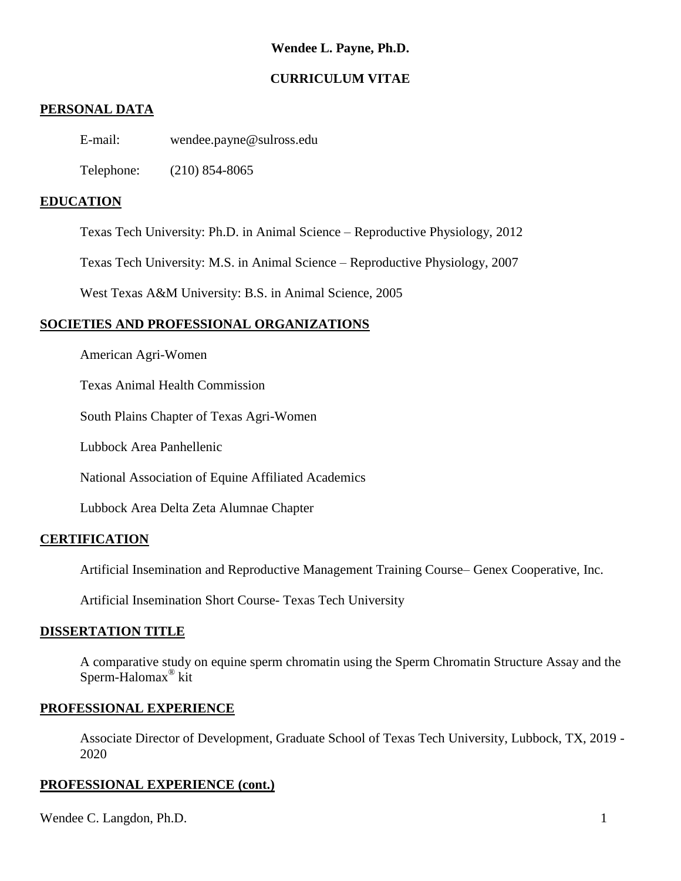**Wendee L. Payne, Ph.D.**

**CURRICULUM VITAE**

## PERSONAL DATA

E-mail: wendee.payne@sulross.edu

Telephone: (210) 854-8065

## EDUCATION

Texas Tech University: Ph.D. in Animal Science – Reproductive Physiology, 2012

Texas Tech University: M.S. in Animal Science – Reproductive Physiology, 2007

West Texas A&M University: B.S. in Animal Science, 2005

## SOCIETIES AND PROFESSIONAL ORGANIZATIONS

American Agri-Women

Texas Animal Health Commission

South Plains Chapter of Texas Agri-Women

Lubbock Area Panhellenic

National Association of Equine Affiliated Academics

Lubbock Area Delta Zeta Alumnae Chapter

## CERTIFICATION

Artificial Insemination and Reproductive Management Training Course– Genex Cooperative, Inc.

Artificial Insemination Short Course- Texas Tech University

## DISSERTATION TITLE

A comparative study on equine sperm chromatin using the Sperm Chromatin Structure Assay and the Sperm-Halomax® kit

## PROFESSIONAL EXPERIENCE

Associate Director of Development, Graduate School of Texas Tech University, Lubbock, TX, 2019 - 2020

## PROFESSIONAL EXPERIENCE (cont.)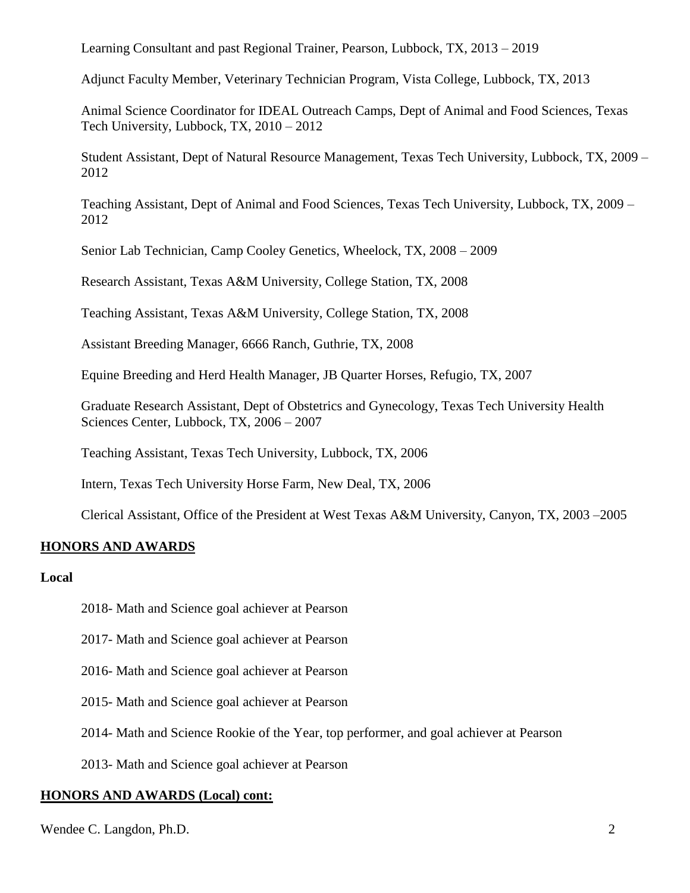Learning Consultant and past Regional Trainer, Pearson, Lubbock, TX, 2013 – 2019

Adjunct Faculty Member, Veterinary Technician Program, Vista College, Lubbock, TX, 2013

Animal Science Coordinator for IDEAL Outreach Camps, Dept of Animal and Food Sciences, Texas Tech University, Lubbock, TX, 2010 – 2012

Student Assistant, Dept of Natural Resource Management, Texas Tech University, Lubbock, TX, 2009 – 2012

Teaching Assistant, Dept of Animal and Food Sciences, Texas Tech University, Lubbock, TX, 2009 – 2012

Senior Lab Technician, Camp Cooley Genetics, Wheelock, TX, 2008 – 2009

Research Assistant, Texas A&M University, College Station, TX, 2008

Teaching Assistant, Texas A&M University, College Station, TX, 2008

Assistant Breeding Manager, 6666 Ranch, Guthrie, TX, 2008

Equine Breeding and Herd Health Manager, JB Quarter Horses, Refugio, TX, 2007

Graduate Research Assistant, Dept of Obstetrics and Gynecology, Texas Tech University Health Sciences Center, Lubbock, TX, 2006 – 2007

Teaching Assistant, Texas Tech University, Lubbock, TX, 2006

Intern, Texas Tech University Horse Farm, New Deal, TX, 2006

Clerical Assistant, Office of the President at West Texas A&M University, Canyon, TX, 2003 –2005

## HONORS AND AWARDS

**Local**

2018- Math and Science goal achiever at Pearson

2017- Math and Science goal achiever at Pearson

2016- Math and Science goal achiever at Pearson

2015- Math and Science goal achiever at Pearson

2014- Math and Science Rookie of the Year, top performer, and goal achiever at Pearson

2013- Math and Science goal achiever at Pearson

## HONORS AND AWARDS (Local) cont: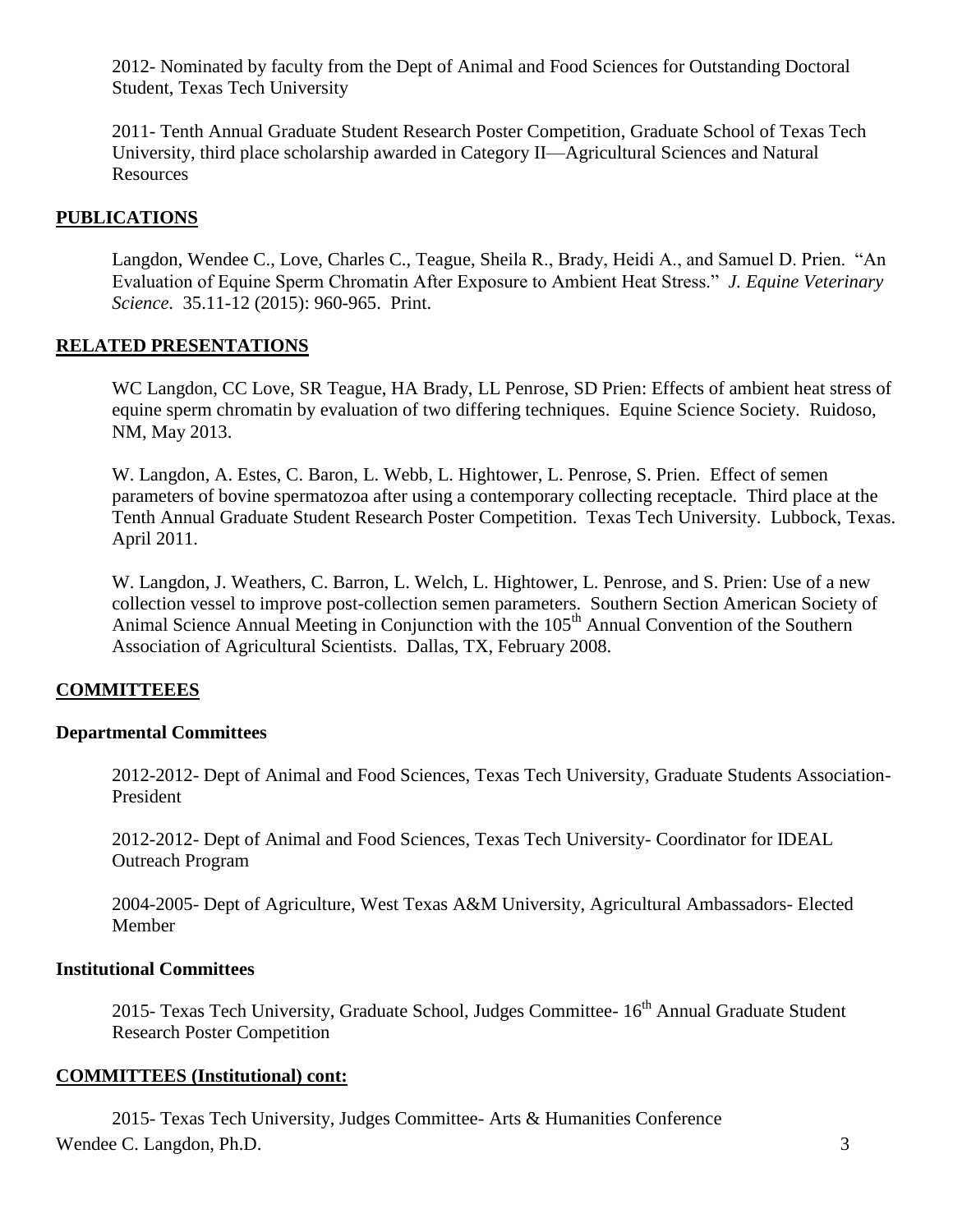2012- Nominated by faculty from the Dept of Animal and Food Sciences for Outstanding Doctoral Student, Texas Tech University

2011- Tenth Annual Graduate Student Research Poster Competition, Graduate School of Texas Tech University, third place scholarship awarded in Category II—Agricultural Sciences and Natural Resources

## PUBLICATIONS

Langdon, Wendee C., Love, Charles C., Teague, Sheila R., Brady, Heidi A., and Samuel D. Prien. "An Evaluation of Equine Sperm Chromatin After Exposure to Ambient Heat Stress." *J. Equine Veterinary Science.* 35.11-12 (2015): 960-965. Print.

## RELATED PRESENTATIONS

WC Langdon, CC Love, SR Teague, HA Brady, LL Penrose, SD Prien: Effects of ambient heat stress of equine sperm chromatin by evaluation of two differing techniques. Equine Science Society. Ruidoso, NM, May 2013.

W. Langdon, A. Estes, C. Baron, L. Webb, L. Hightower, L. Penrose, S. Prien. Effect of semen parameters of bovine spermatozoa after using a contemporary collecting receptacle. Third place at the Tenth Annual Graduate Student Research Poster Competition. Texas Tech University. Lubbock, Texas. April 2011.

W. Langdon, J. Weathers, C. Barron, L. Welch, L. Hightower, L. Penrose, and S. Prien: Use of a new collection vessel to improve post-collection semen parameters. Southern Section American Society of Animal Science Annual Meeting in Conjunction with the 105th Annual Convention of the Southern Association of Agricultural Scientists. Dallas, TX, February 2008.

## COMMITTEEES

### Departmental Committees

2012-2012- Dept of Animal and Food Sciences, Texas Tech University, Graduate Students Association- President

2012-2012- Dept of Animal and Food Sciences, Texas Tech University- Coordinator for IDEAL Outreach Program

2004-2005- Dept of Agriculture, West Texas A&M University, Agricultural Ambassadors- Elected Member

### Institutional Committees

2015- Texas Tech University, Graduate School, Judges Committee- 16th Annual Graduate Student Research Poster Competition

## COMMITTEES (Institutional) cont:

2015- Texas Tech University, Judges Committee- Arts & Humanities Conference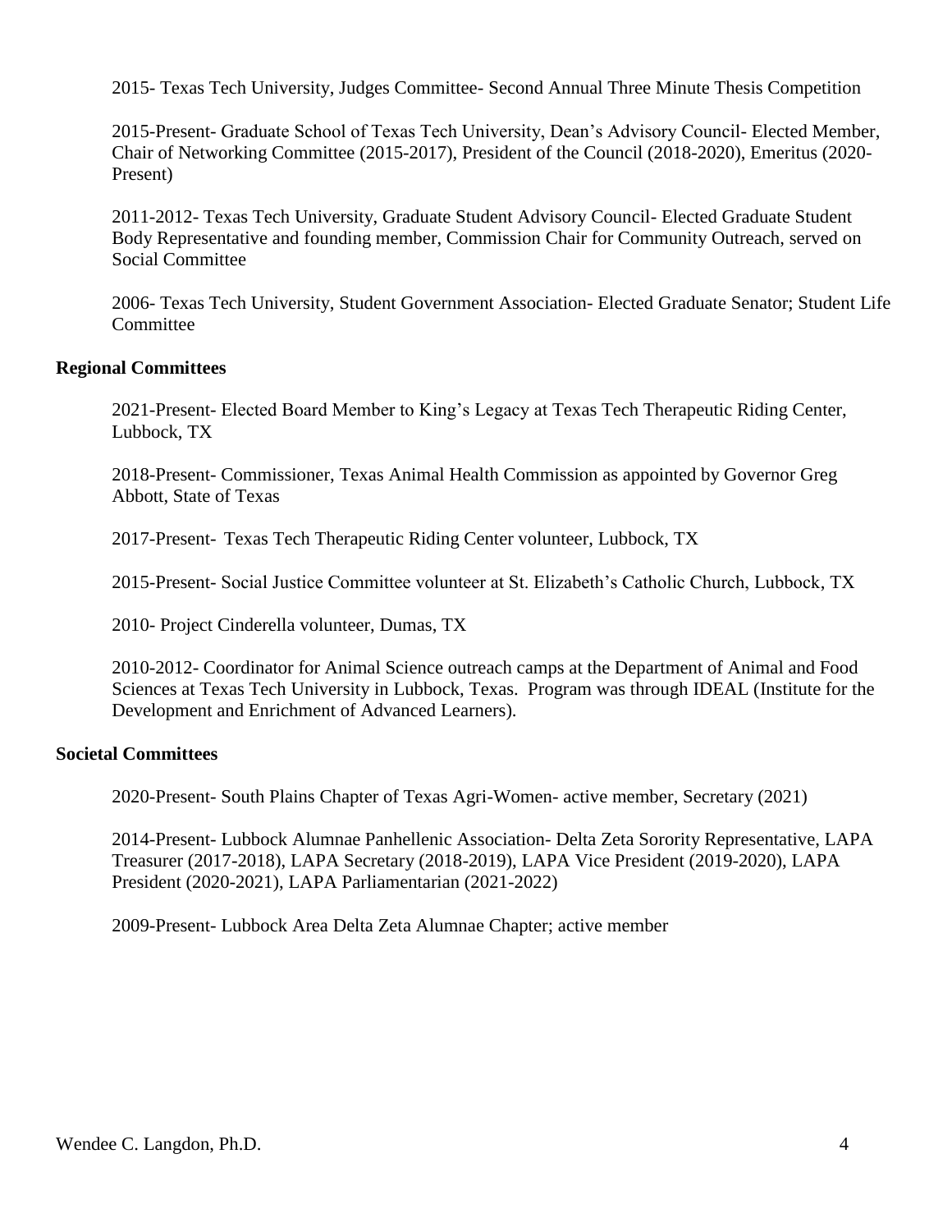2015- Texas Tech University, Judges Committee- Second Annual Three Minute Thesis Competition

2015-Present- Graduate School of Texas Tech University, Dean's Advisory Council- Elected Member, Chair of Networking Committee (2015-2017), President of the Council (2018-2020), Emeritus (2020-Present)

2011-2012- Texas Tech University, Graduate Student Advisory Council- Elected Graduate Student Body Representative and founding member, Commission Chair for Community Outreach, served on Social Committee

2006- Texas Tech University, Student Government Association- Elected Graduate Senator; Student Life Committee

**Regional Committees**

2021-Present- Elected Board Member to King's Legacy at Texas Tech Therapeutic Riding Center, Lubbock, TX

2018-Present- Commissioner, Texas Animal Health Commission as appointed by Governor Greg Abbott, State of Texas

2017-Present- Texas Tech Therapeutic Riding Center volunteer, Lubbock, TX

2015-Present- Social Justice Committee volunteer at St. Elizabeth's Catholic Church, Lubbock, TX

2010- Project Cinderella volunteer, Dumas, TX

2010-2012- Coordinator for Animal Science outreach camps at the Department of Animal and Food Sciences at Texas Tech University in Lubbock, Texas. Program was through IDEAL (Institute for the Development and Enrichment of Advanced Learners).

**Societal Committees**

2020-Present- South Plains Chapter of Texas Agri-Women- active member, Secretary (2021)

2014-Present- Lubbock Alumnae Panhellenic Association- Delta Zeta Sorority Representative, LAPA Treasurer (2017-2018), LAPA Secretary (2018-2019), LAPA Vice President (2019-2020), LAPA President (2020-2021), LAPA Parliamentarian (2021-2022)

2009-Present- Lubbock Area Delta Zeta Alumnae Chapter; active member